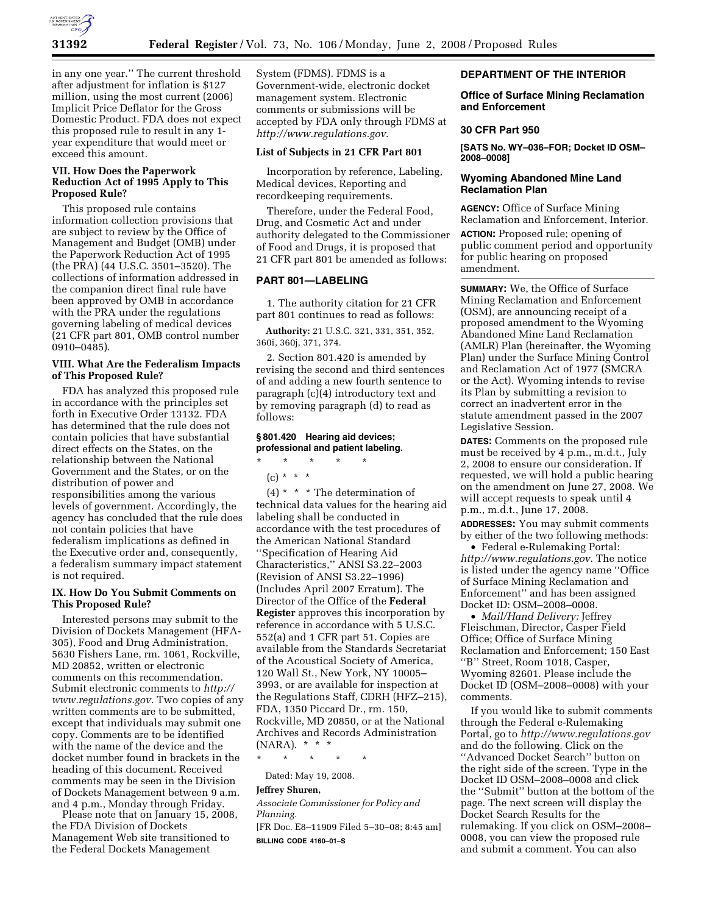in any one year.'' The current threshold after adjustment for inflation is $127 million, using the most current (2006) Implicit Price Deflator for the Gross Domestic Product. FDA does not expect this proposed rule to result in any 1-year expenditure that would meet or exceed this amount.

### VII. How Does the Paperwork Reduction Act of 1995 Apply to This Proposed Rule?

This proposed rule contains information collection provisions that are subject to review by the Office of Management and Budget (OMB) under the Paperwork Reduction Act of 1995 (the PRA) (44 U.S.C. 3501–3520). The collections of information addressed in the companion direct final rule have been approved by OMB in accordance with the PRA under the regulations governing labeling of medical devices (21 CFR part 801, OMB control number 0910–0485).

### VIII. What Are the Federalism Impacts of This Proposed Rule?

FDA has analyzed this proposed rule in accordance with the principles set forth in Executive Order 13132. FDA has determined that the rule does not contain policies that have substantial direct effects on the States, on the relationship between the National Government and the States, or on the distribution of power and responsibilities among the various levels of government. Accordingly, the agency has concluded that the rule does not contain policies that have federalism implications as defined in the Executive order and, consequently, a federalism summary impact statement is not required.

### IX. How Do You Submit Comments on This Proposed Rule?

Interested persons may submit to the Division of Dockets Management (HFA-305), Food and Drug Administration, 5630 Fishers Lane, rm. 1061, Rockville, MD 20852, written or electronic comments on this recommendation. Submit electronic comments to *http://www.regulations.gov*. Two copies of any written comments are to be submitted, except that individuals may submit one copy. Comments are to be identified with the name of the device and the docket number found in brackets in the heading of this document. Received comments may be seen in the Division of Dockets Management between 9 a.m. and 4 p.m., Monday through Friday.

Please note that on January 15, 2008, the FDA Division of Dockets Management Web site transitioned to the Federal Dockets Management System (FDMS). FDMS is a Government-wide, electronic docket management system. Electronic comments or submissions will be accepted by FDA only through FDMS at *http://www.regulations.gov*.

### List of Subjects in 21 CFR Part 801

Incorporation by reference, Labeling, Medical devices, Reporting and recordkeeping requirements.

Therefore, under the Federal Food, Drug, and Cosmetic Act and under authority delegated to the Commissioner of Food and Drugs, it is proposed that 21 CFR part 801 be amended as follows:

## PART 801—LABELING

1. The authority citation for 21 CFR part 801 continues to read as follows:

**Authority:** 21 U.S.C. 321, 331, 351, 352, 360i, 360j, 371, 374.

2. Section 801.420 is amended by revising the second and third sentences of and adding a new fourth sentence to paragraph (c)(4) introductory text and by removing paragraph (d) to read as follows:

**§ 801.420 Hearing aid devices; professional and patient labeling.**

\* \* \* \* \*

(c) \* \* \*

(4) \* \* \* The determination of technical data values for the hearing aid labeling shall be conducted in accordance with the test procedures of the American National Standard ''Specification of Hearing Aid Characteristics,'' ANSI S3.22–2003 (Revision of ANSI S3.22–1996) (Includes April 2007 Erratum). The Director of the Office of the **Federal Register** approves this incorporation by reference in accordance with 5 U.S.C. 552(a) and 1 CFR part 51. Copies are available from the Standards Secretariat of the Acoustical Society of America, 120 Wall St., New York, NY 10005–3993, or are available for inspection at the Regulations Staff, CDRH (HFZ–215), FDA, 1350 Piccard Dr., rm. 150, Rockville, MD 20850, or at the National Archives and Records Administration (NARA). \* \* \*

\* \* \* \* \*

Dated: May 19, 2008.

**Jeffrey Shuren,**

*Associate Commissioner for Policy and Planning.*

[FR Doc. E8–11909 Filed 5–30–08; 8:45 am]

**BILLING CODE 4160–01–S**

## DEPARTMENT OF THE INTERIOR

### Office of Surface Mining Reclamation and Enforcement

### 30 CFR Part 950

**[SATS No. WY–036–FOR; Docket ID OSM–2008–0008]**

### Wyoming Abandoned Mine Land Reclamation Plan

**AGENCY:** Office of Surface Mining Reclamation and Enforcement, Interior.

**ACTION:** Proposed rule; opening of public comment period and opportunity for public hearing on proposed amendment.

**SUMMARY:** We, the Office of Surface Mining Reclamation and Enforcement (OSM), are announcing receipt of a proposed amendment to the Wyoming Abandoned Mine Land Reclamation (AMLR) Plan (hereinafter, the Wyoming Plan) under the Surface Mining Control and Reclamation Act of 1977 (SMCRA or the Act). Wyoming intends to revise its Plan by submitting a revision to correct an inadvertent error in the statute amendment passed in the 2007 Legislative Session.

**DATES:** Comments on the proposed rule must be received by 4 p.m., m.d.t., July 2, 2008 to ensure our consideration. If requested, we will hold a public hearing on the amendment on June 27, 2008. We will accept requests to speak until 4 p.m., m.d.t., June 17, 2008.

**ADDRESSES:** You may submit comments by either of the two following methods:

- Federal e-Rulemaking Portal: *http://www.regulations.gov.* The notice is listed under the agency name ''Office of Surface Mining Reclamation and Enforcement'' and has been assigned Docket ID: OSM–2008–0008.
- *Mail/Hand Delivery:* Jeffrey Fleischman, Director, Casper Field Office; Office of Surface Mining Reclamation and Enforcement; 150 East ''B'' Street, Room 1018, Casper, Wyoming 82601. Please include the Docket ID (OSM–2008–0008) with your comments.

If you would like to submit comments through the Federal e-Rulemaking Portal, go to *http://www.regulations.gov* and do the following. Click on the ''Advanced Docket Search'' button on the right side of the screen. Type in the Docket ID OSM–2008–0008 and click the ''Submit'' button at the bottom of the page. The next screen will display the Docket Search Results for the rulemaking. If you click on OSM–2008–0008, you can view the proposed rule and submit a comment. You can also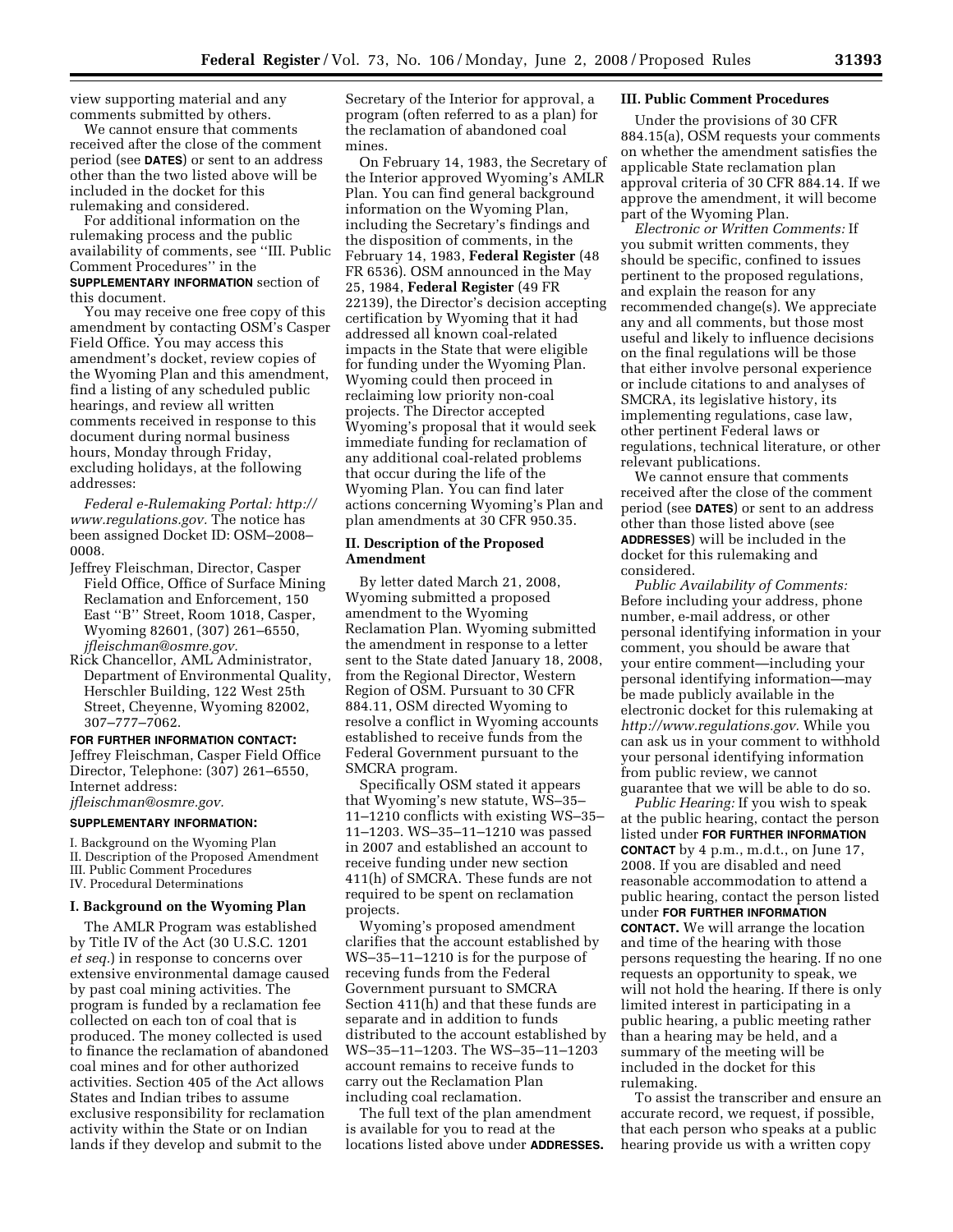view supporting material and any comments submitted by others.

We cannot ensure that comments received after the close of the comment period (see **DATES**) or sent to an address other than the two listed above will be included in the docket for this rulemaking and considered.

For additional information on the rulemaking process and the public availability of comments, see ''III. Public Comment Procedures'' in the **SUPPLEMENTARY INFORMATION** section of this document.

You may receive one free copy of this amendment by contacting OSM's Casper Field Office. You may access this amendment's docket, review copies of the Wyoming Plan and this amendment, find a listing of any scheduled public hearings, and review all written comments received in response to this document during normal business hours, Monday through Friday, excluding holidays, at the following addresses:

*Federal e-Rulemaking Portal: http://www.regulations.gov.* The notice has been assigned Docket ID: OSM–2008–0008.

Jeffrey Fleischman, Director, Casper Field Office, Office of Surface Mining Reclamation and Enforcement, 150 East ''B'' Street, Room 1018, Casper, Wyoming 82601, (307) 261–6550, *jfleischman@osmre.gov.*

Rick Chancellor, AML Administrator, Department of Environmental Quality, Herschler Building, 122 West 25th Street, Cheyenne, Wyoming 82002, 307–777–7062.

**FOR FURTHER INFORMATION CONTACT:** Jeffrey Fleischman, Casper Field Office Director, Telephone: (307) 261–6550, Internet address: *jfleischman@osmre.gov.*

**SUPPLEMENTARY INFORMATION:**

I. Background on the Wyoming Plan
II. Description of the Proposed Amendment
III. Public Comment Procedures
IV. Procedural Determinations

## I. Background on the Wyoming Plan

The AMLR Program was established by Title IV of the Act (30 U.S.C. 1201 *et seq.*) in response to concerns over extensive environmental damage caused by past coal mining activities. The program is funded by a reclamation fee collected on each ton of coal that is produced. The money collected is used to finance the reclamation of abandoned coal mines and for other authorized activities. Section 405 of the Act allows States and Indian tribes to assume exclusive responsibility for reclamation activity within the State or on Indian lands if they develop and submit to the Secretary of the Interior for approval, a program (often referred to as a plan) for the reclamation of abandoned coal mines.

On February 14, 1983, the Secretary of the Interior approved Wyoming's AMLR Plan. You can find general background information on the Wyoming Plan, including the Secretary's findings and the disposition of comments, in the February 14, 1983, **Federal Register** (48 FR 6536). OSM announced in the May 25, 1984, **Federal Register** (49 FR 22139), the Director's decision accepting certification by Wyoming that it had addressed all known coal-related impacts in the State that were eligible for funding under the Wyoming Plan. Wyoming could then proceed in reclaiming low priority non-coal projects. The Director accepted Wyoming's proposal that it would seek immediate funding for reclamation of any additional coal-related problems that occur during the life of the Wyoming Plan. You can find later actions concerning Wyoming's Plan and plan amendments at 30 CFR 950.35.

## II. Description of the Proposed Amendment

By letter dated March 21, 2008, Wyoming submitted a proposed amendment to the Wyoming Reclamation Plan. Wyoming submitted the amendment in response to a letter sent to the State dated January 18, 2008, from the Regional Director, Western Region of OSM. Pursuant to 30 CFR 884.11, OSM directed Wyoming to resolve a conflict in Wyoming accounts established to receive funds from the Federal Government pursuant to the SMCRA program.

Specifically OSM stated it appears that Wyoming's new statute, WS–35–11–1210 conflicts with existing WS–35–11–1203. WS–35–11–1210 was passed in 2007 and established an account to receive funding under new section 411(h) of SMCRA. These funds are not required to be spent on reclamation projects.

Wyoming's proposed amendment clarifies that the account established by WS–35–11–1210 is for the purpose of receving funds from the Federal Government pursuant to SMCRA Section 411(h) and that these funds are separate and in addition to funds distributed to the account established by WS–35–11–1203. The WS–35–11–1203 account remains to receive funds to carry out the Reclamation Plan including coal reclamation.

The full text of the plan amendment is available for you to read at the locations listed above under **ADDRESSES.**

## III. Public Comment Procedures

Under the provisions of 30 CFR 884.15(a), OSM requests your comments on whether the amendment satisfies the applicable State reclamation plan approval criteria of 30 CFR 884.14. If we approve the amendment, it will become part of the Wyoming Plan.

*Electronic or Written Comments:* If you submit written comments, they should be specific, confined to issues pertinent to the proposed regulations, and explain the reason for any recommended change(s). We appreciate any and all comments, but those most useful and likely to influence decisions on the final regulations will be those that either involve personal experience or include citations to and analyses of SMCRA, its legislative history, its implementing regulations, case law, other pertinent Federal laws or regulations, technical literature, or other relevant publications.

We cannot ensure that comments received after the close of the comment period (see **DATES**) or sent to an address other than those listed above (see **ADDRESSES**) will be included in the docket for this rulemaking and considered.

*Public Availability of Comments:* Before including your address, phone number, e-mail address, or other personal identifying information in your comment, you should be aware that your entire comment—including your personal identifying information—may be made publicly available in the electronic docket for this rulemaking at *http://www.regulations.gov.* While you can ask us in your comment to withhold your personal identifying information from public review, we cannot guarantee that we will be able to do so.

*Public Hearing:* If you wish to speak at the public hearing, contact the person listed under **FOR FURTHER INFORMATION CONTACT** by 4 p.m., m.d.t., on June 17, 2008. If you are disabled and need reasonable accommodation to attend a public hearing, contact the person listed under **FOR FURTHER INFORMATION CONTACT.** We will arrange the location and time of the hearing with those persons requesting the hearing. If no one requests an opportunity to speak, we will not hold the hearing. If there is only limited interest in participating in a public hearing, a public meeting rather than a hearing may be held, and a summary of the meeting will be included in the docket for this rulemaking.

To assist the transcriber and ensure an accurate record, we request, if possible, that each person who speaks at a public hearing provide us with a written copy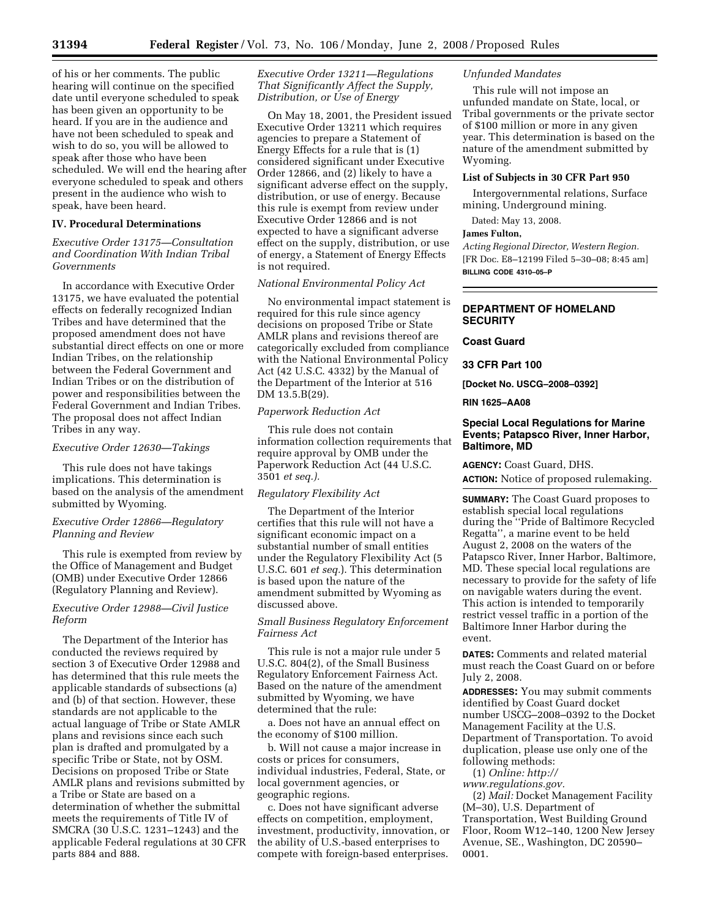of his or her comments. The public hearing will continue on the specified date until everyone scheduled to speak has been given an opportunity to be heard. If you are in the audience and have not been scheduled to speak and wish to do so, you will be allowed to speak after those who have been scheduled. We will end the hearing after everyone scheduled to speak and others present in the audience who wish to speak, have been heard.

**IV. Procedural Determinations**

*Executive Order 13175—Consultation and Coordination With Indian Tribal Governments*

In accordance with Executive Order 13175, we have evaluated the potential effects on federally recognized Indian Tribes and have determined that the proposed amendment does not have substantial direct effects on one or more Indian Tribes, on the relationship between the Federal Government and Indian Tribes or on the distribution of power and responsibilities between the Federal Government and Indian Tribes. The proposal does not affect Indian Tribes in any way.

*Executive Order 12630—Takings*

This rule does not have takings implications. This determination is based on the analysis of the amendment submitted by Wyoming.

*Executive Order 12866—Regulatory Planning and Review*

This rule is exempted from review by the Office of Management and Budget (OMB) under Executive Order 12866 (Regulatory Planning and Review).

*Executive Order 12988—Civil Justice Reform*

The Department of the Interior has conducted the reviews required by section 3 of Executive Order 12988 and has determined that this rule meets the applicable standards of subsections (a) and (b) of that section. However, these standards are not applicable to the actual language of Tribe or State AMLR plans and revisions since each such plan is drafted and promulgated by a specific Tribe or State, not by OSM. Decisions on proposed Tribe or State AMLR plans and revisions submitted by a Tribe or State are based on a determination of whether the submittal meets the requirements of Title IV of SMCRA (30 U.S.C. 1231–1243) and the applicable Federal regulations at 30 CFR parts 884 and 888.

*Executive Order 13211—Regulations That Significantly Affect the Supply, Distribution, or Use of Energy*

On May 18, 2001, the President issued Executive Order 13211 which requires agencies to prepare a Statement of Energy Effects for a rule that is (1) considered significant under Executive Order 12866, and (2) likely to have a significant adverse effect on the supply, distribution, or use of energy. Because this rule is exempt from review under Executive Order 12866 and is not expected to have a significant adverse effect on the supply, distribution, or use of energy, a Statement of Energy Effects is not required.

*National Environmental Policy Act*

No environmental impact statement is required for this rule since agency decisions on proposed Tribe or State AMLR plans and revisions thereof are categorically excluded from compliance with the National Environmental Policy Act (42 U.S.C. 4332) by the Manual of the Department of the Interior at 516 DM 13.5.B(29).

*Paperwork Reduction Act*

This rule does not contain information collection requirements that require approval by OMB under the Paperwork Reduction Act (44 U.S.C. 3501 *et seq.).*

*Regulatory Flexibility Act*

The Department of the Interior certifies that this rule will not have a significant economic impact on a substantial number of small entities under the Regulatory Flexibility Act (5 U.S.C. 601 *et seq.*). This determination is based upon the nature of the amendment submitted by Wyoming as discussed above.

*Small Business Regulatory Enforcement Fairness Act*

This rule is not a major rule under 5 U.S.C. 804(2), of the Small Business Regulatory Enforcement Fairness Act. Based on the nature of the amendment submitted by Wyoming, we have determined that the rule:

a. Does not have an annual effect on the economy of $100 million.

b. Will not cause a major increase in costs or prices for consumers, individual industries, Federal, State, or local government agencies, or geographic regions.

c. Does not have significant adverse effects on competition, employment, investment, productivity, innovation, or the ability of U.S.-based enterprises to compete with foreign-based enterprises.

*Unfunded Mandates*

This rule will not impose an unfunded mandate on State, local, or Tribal governments or the private sector of $100 million or more in any given year. This determination is based on the nature of the amendment submitted by Wyoming.

**List of Subjects in 30 CFR Part 950**

Intergovernmental relations, Surface mining, Underground mining.

Dated: May 13, 2008.

**James Fulton,**

*Acting Regional Director, Western Region.*

[FR Doc. E8–12199 Filed 5–30–08; 8:45 am]

**BILLING CODE 4310–05–P**

---

**DEPARTMENT OF HOMELAND SECURITY**

**Coast Guard**

**33 CFR Part 100**

**[Docket No. USCG–2008–0392]**

**RIN 1625–AA08**

**Special Local Regulations for Marine Events; Patapsco River, Inner Harbor, Baltimore, MD**

**AGENCY:** Coast Guard, DHS.

**ACTION:** Notice of proposed rulemaking.

**SUMMARY:** The Coast Guard proposes to establish special local regulations during the ''Pride of Baltimore Recycled Regatta'', a marine event to be held August 2, 2008 on the waters of the Patapsco River, Inner Harbor, Baltimore, MD. These special local regulations are necessary to provide for the safety of life on navigable waters during the event. This action is intended to temporarily restrict vessel traffic in a portion of the Baltimore Inner Harbor during the event.

**DATES:** Comments and related material must reach the Coast Guard on or before July 2, 2008.

**ADDRESSES:** You may submit comments identified by Coast Guard docket number USCG–2008–0392 to the Docket Management Facility at the U.S. Department of Transportation. To avoid duplication, please use only one of the following methods:

(1) *Online: http://www.regulations.gov.*

(2) *Mail:* Docket Management Facility (M–30), U.S. Department of Transportation, West Building Ground Floor, Room W12–140, 1200 New Jersey Avenue, SE., Washington, DC 20590–0001.